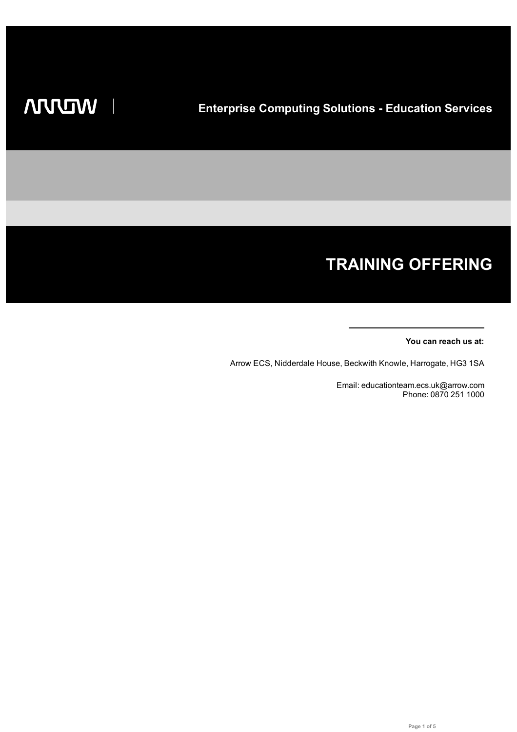ARROW

## Enterprise Computing Solutions - Education Services

# TRAINING OFFERING

**You can reach us at:**

Arrow ECS, Nidderdale House, Beckwith Knowle, Harrogate, HG3 1SA

Email: educationteam.ecs.uk@arrow.com
Phone: 0870 251 1000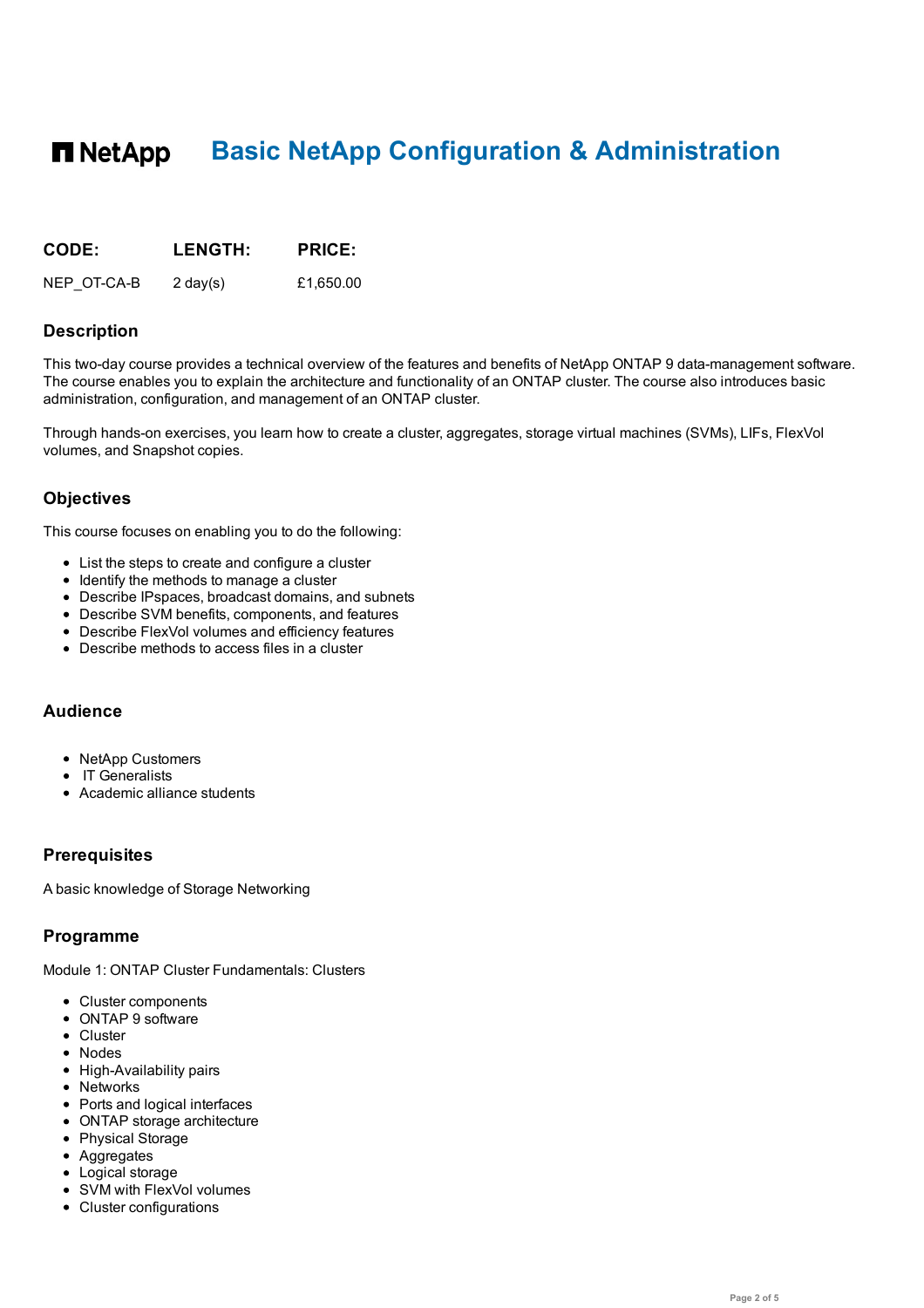# NetApp Basic NetApp Configuration & Administration

| CODE: | LENGTH: | PRICE: |
| --- | --- | --- |
| NEP_OT-CA-B | 2 day(s) | £1,650.00 |

## Description

This two-day course provides a technical overview of the features and benefits of NetApp ONTAP 9 data-management software. The course enables you to explain the architecture and functionality of an ONTAP cluster. The course also introduces basic administration, configuration, and management of an ONTAP cluster.

Through hands-on exercises, you learn how to create a cluster, aggregates, storage virtual machines (SVMs), LIFs, FlexVol volumes, and Snapshot copies.

## Objectives

This course focuses on enabling you to do the following:

- List the steps to create and configure a cluster
- Identify the methods to manage a cluster
- Describe IPspaces, broadcast domains, and subnets
- Describe SVM benefits, components, and features
- Describe FlexVol volumes and efficiency features
- Describe methods to access files in a cluster

## Audience

- NetApp Customers
- IT Generalists
- Academic alliance students

## Prerequisites

A basic knowledge of Storage Networking

## Programme

Module 1: ONTAP Cluster Fundamentals: Clusters

- Cluster components
- ONTAP 9 software
- Cluster
- Nodes
- High-Availability pairs
- Networks
- Ports and logical interfaces
- ONTAP storage architecture
- Physical Storage
- Aggregates
- Logical storage
- SVM with FlexVol volumes
- Cluster configurations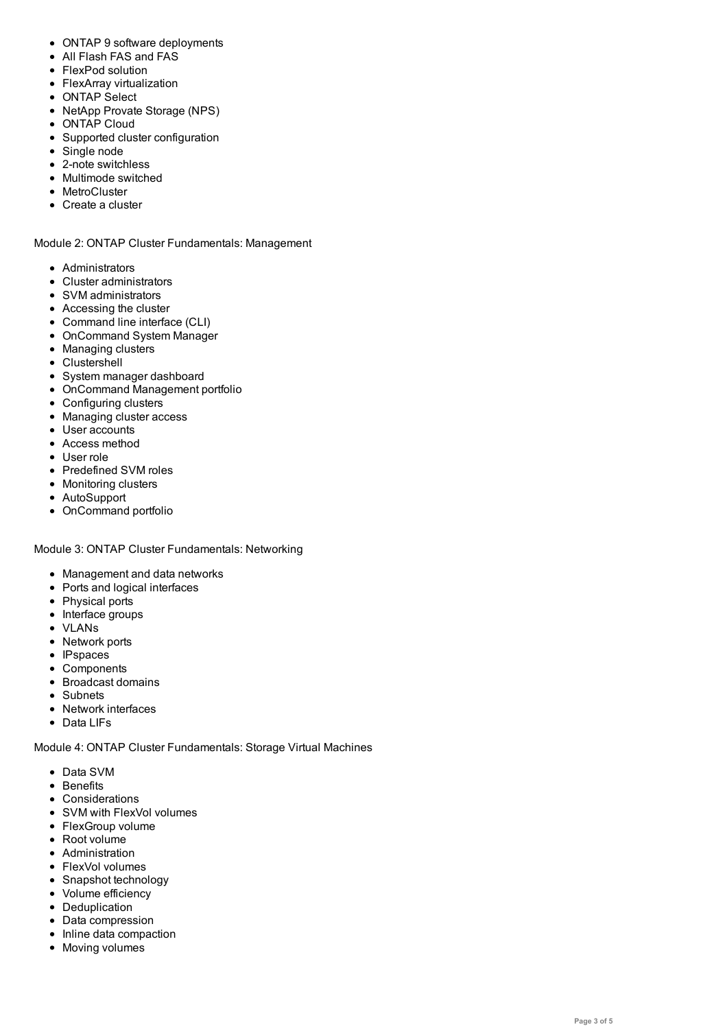- ONTAP 9 software deployments
- All Flash FAS and FAS
- FlexPod solution
- FlexArray virtualization
- ONTAP Select
- NetApp Provate Storage (NPS)
- ONTAP Cloud
- Supported cluster configuration
- Single node
- 2-note switchless
- Multimode switched
- MetroCluster
- Create a cluster

Module 2: ONTAP Cluster Fundamentals: Management

- Administrators
- Cluster administrators
- SVM administrators
- Accessing the cluster
- Command line interface (CLI)
- OnCommand System Manager
- Managing clusters
- Clustershell
- System manager dashboard
- OnCommand Management portfolio
- Configuring clusters
- Managing cluster access
- User accounts
- Access method
- User role
- Predefined SVM roles
- Monitoring clusters
- AutoSupport
- OnCommand portfolio

Module 3: ONTAP Cluster Fundamentals: Networking

- Management and data networks
- Ports and logical interfaces
- Physical ports
- Interface groups
- VLANs
- Network ports
- IPspaces
- Components
- Broadcast domains
- Subnets
- Network interfaces
- Data LIFs

Module 4: ONTAP Cluster Fundamentals: Storage Virtual Machines

- Data SVM
- Benefits
- Considerations
- SVM with FlexVol volumes
- FlexGroup volume
- Root volume
- Administration
- FlexVol volumes
- Snapshot technology
- Volume efficiency
- Deduplication
- Data compression
- Inline data compaction
- Moving volumes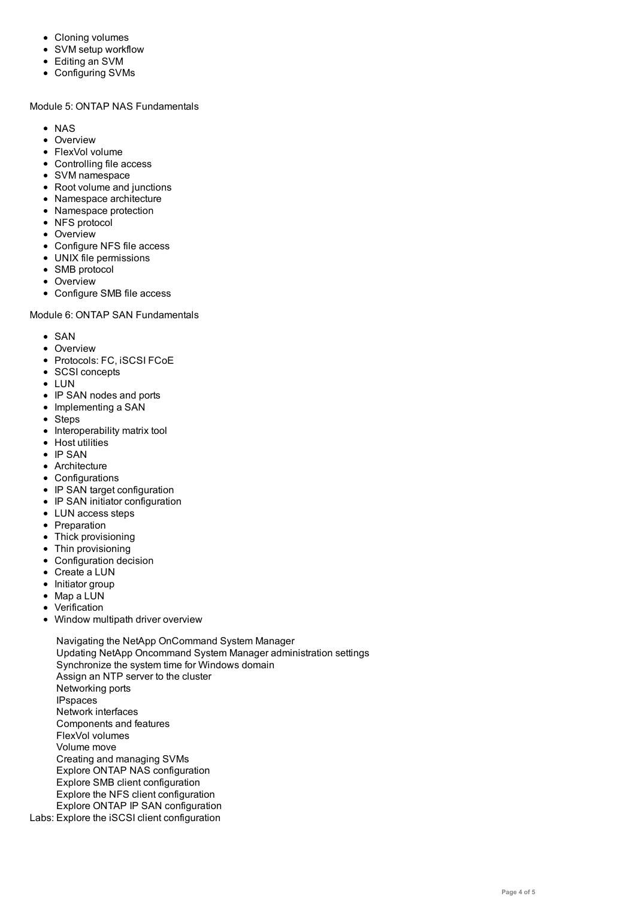- Cloning volumes
- SVM setup workflow
- Editing an SVM
- Configuring SVMs

Module 5: ONTAP NAS Fundamentals

- NAS
- Overview
- FlexVol volume
- Controlling file access
- SVM namespace
- Root volume and junctions
- Namespace architecture
- Namespace protection
- NFS protocol
- Overview
- Configure NFS file access
- UNIX file permissions
- SMB protocol
- Overview
- Configure SMB file access

Module 6: ONTAP SAN Fundamentals

- SAN
- Overview
- Protocols: FC, iSCSI FCoE
- SCSI concepts
- LUN
- IP SAN nodes and ports
- Implementing a SAN
- Steps
- Interoperability matrix tool
- Host utilities
- IP SAN
- Architecture
- Configurations
- IP SAN target configuration
- IP SAN initiator configuration
- LUN access steps
- Preparation
- Thick provisioning
- Thin provisioning
- Configuration decision
- Create a LUN
- Initiator group
- Map a LUN
- Verification
- Window multipath driver overview

Labs:

- Navigating the NetApp OnCommand System Manager
- Updating NetApp Oncommand System Manager administration settings
- Synchronize the system time for Windows domain
- Assign an NTP server to the cluster
- Networking ports
- IPspaces
- Network interfaces
- Components and features
- FlexVol volumes
- Volume move
- Creating and managing SVMs
- Explore ONTAP NAS configuration
- Explore SMB client configuration
- Explore the NFS client configuration
- Explore ONTAP IP SAN configuration
- Explore the iSCSI client configuration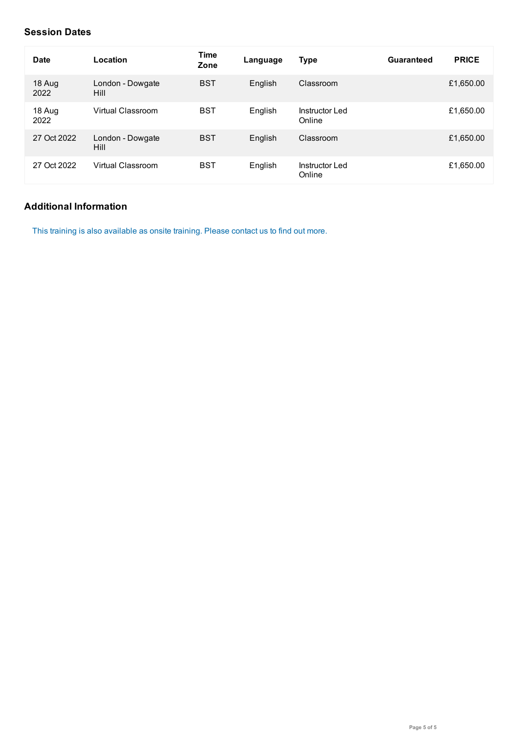### Session Dates

| Date | Location | Time Zone | Language | Type | Guaranteed | PRICE |
|---|---|---|---|---|---|---|
| 18 Aug 2022 | London - Dowgate Hill | BST | English | Classroom | | £1,650.00 |
| 18 Aug 2022 | Virtual Classroom | BST | English | Instructor Led Online | | £1,650.00 |
| 27 Oct 2022 | London - Dowgate Hill | BST | English | Classroom | | £1,650.00 |
| 27 Oct 2022 | Virtual Classroom | BST | English | Instructor Led Online | | £1,650.00 |

### Additional Information

This training is also available as onsite training. Please contact us to find out more.